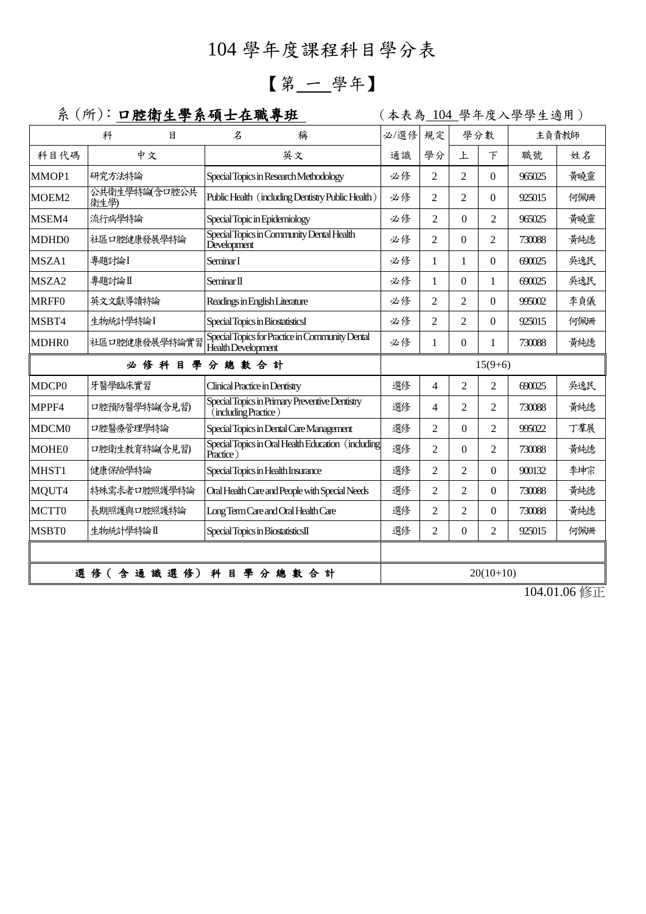# 104 學年度課程科目學分表

## 【第 一 學年】

系（所）：**口腔衛生學系碩士在職專班**　　（本表為 104 學年度入學學生適用）

| 科目代碼 | 中文 | 英文 | 必/選修 通識 | 規定 學分 | 學分數 上 | 學分數 下 | 主負責教師 職號 | 主負責教師 姓名 |
|---|---|---|---|---|---|---|---|---|
| MMOP1 | 研究方法特論 | Special Topics in Research Methodology | 必修 | 2 | 2 | 0 | 965025 | 黃曉靈 |
| MOEM2 | 公共衛生學特論(含口腔公共衛生學) | Public Health（including Dentistry Public Health） | 必修 | 2 | 2 | 0 | 925015 | 何佩珊 |
| MSEM4 | 流行病學特論 | Special Topic in Epidemiology | 必修 | 2 | 0 | 2 | 965025 | 黃曉靈 |
| MDHD0 | 社區口腔健康發展學特論 | Special Topics in Community Dental Health Development | 必修 | 2 | 0 | 2 | 730088 | 黃純德 |
| MSZA1 | 專題討論 I | Seminar I | 必修 | 1 | 1 | 0 | 690025 | 吳逸民 |
| MSZA2 | 專題討論 II | Seminar II | 必修 | 1 | 0 | 1 | 690025 | 吳逸民 |
| MRFF0 | 英文文獻導讀特論 | Readings in English Literature | 必修 | 2 | 2 | 0 | 995002 | 李貞儀 |
| MSBT4 | 生物統計學特論 I | Special Topics in Biostatistics I | 必修 | 2 | 2 | 0 | 925015 | 何佩珊 |
| MDHR0 | 社區口腔健康發展學特論實習 | Special Topics for Practice in Community Dental Health Development | 必修 | 1 | 0 | 1 | 730088 | 黃純德 |
| **必修科目學分總數合計** | | | 15(9+6) | | | | | |
| MDCP0 | 牙醫學臨床實習 | Clinical Practice in Dentistry | 選修 | 4 | 2 | 2 | 690025 | 吳逸民 |
| MPPF4 | 口腔預防醫學特論(含見習) | Special Topics in Primary Preventive Dentistry（including Practice） | 選修 | 4 | 2 | 2 | 730088 | 黃純德 |
| MDCM0 | 口腔醫療管理學特論 | Special Topics in Dental Care Management | 選修 | 2 | 0 | 2 | 995022 | 丁羣展 |
| MOHE0 | 口腔衛生教育特論(含見習) | Special Topics in Oral Health Education（including Practice） | 選修 | 2 | 0 | 2 | 730088 | 黃純德 |
| MHST1 | 健康保險學特論 | Special Topics in Health Insurance | 選修 | 2 | 2 | 0 | 900132 | 李坤宗 |
| MQUT4 | 特殊需求者口腔照護學特論 | Oral Health Care and People with Special Needs | 選修 | 2 | 2 | 0 | 730088 | 黃純德 |
| MCTT0 | 長期照護與口腔照護特論 | Long Term Care and Oral Health Care | 選修 | 2 | 2 | 0 | 730088 | 黃純德 |
| MSBT0 | 生物統計學特論 II | Special Topics in Biostatistics II | 選修 | 2 | 0 | 2 | 925015 | 何佩珊 |
| | | | | | | | | |
| **選修（含通識選修）科目學分總數合計** | | | 20(10+10) | | | | | |

104.01.06 修正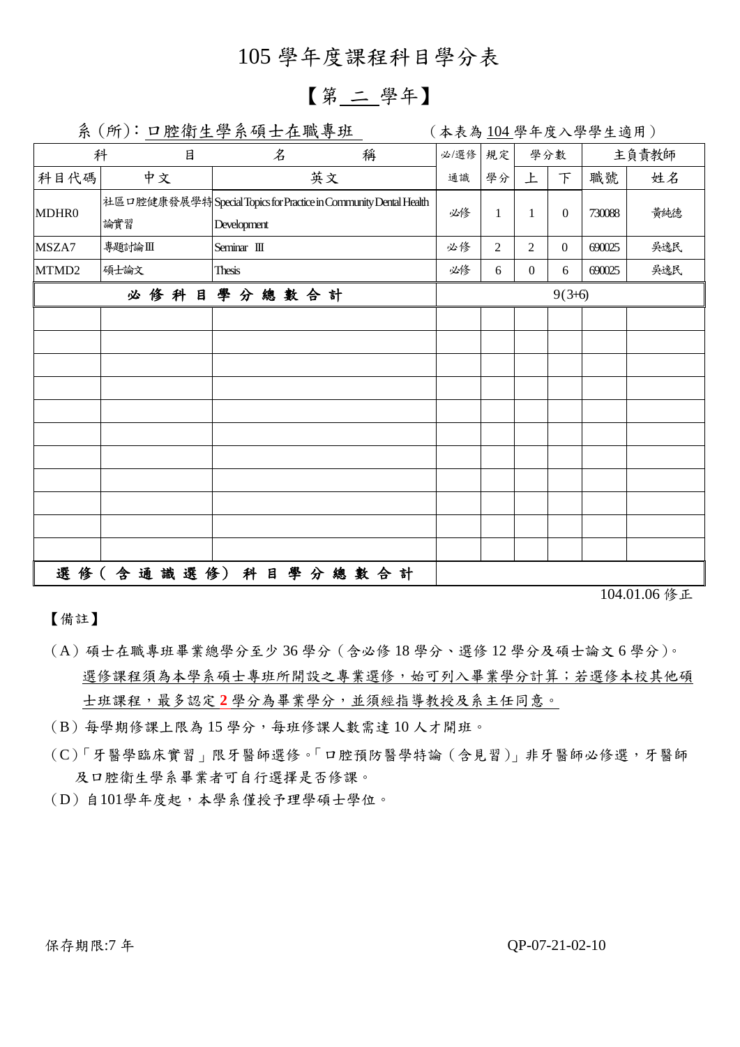# 105 學年度課程科目學分表

## 【第 二 學年】

系（所）：口腔衛生學系碩士在職專班　　（本表為 104 學年度入學學生適用）

| 科 | 目 | 名 稱 | 必/選修 | 規定 | 學分數 | | 主負責教師 | |
|---|---|---|---|---|---|---|---|---|
| 科目代碼 | 中文 | 英文 | 通識 | 學分 | 上 | 下 | 職號 | 姓名 |
| MDHR0 | 社區口腔健康發展學特論實習 | Special Topics for Practice in Community Dental Health Development | 必修 | 1 | 1 | 0 | 730088 | 黃純德 |
| MSZA7 | 專題討論Ⅲ | Seminar Ⅲ | 必修 | 2 | 2 | 0 | 690025 | 吳逸民 |
| MTMD2 | 碩士論文 | Thesis | 必修 | 6 | 0 | 6 | 690025 | 吳逸民 |
| 必修科目學分總數合計 | | | 9(3+6) | | | | | |
| | | | | | | | | |
| | | | | | | | | |
| | | | | | | | | |
| | | | | | | | | |
| | | | | | | | | |
| | | | | | | | | |
| | | | | | | | | |
| | | | | | | | | |
| | | | | | | | | |
| | | | | | | | | |
| | | | | | | | | |
| 選修（含通識選修）科目學分總數合計 | | | | | | | | |

104.01.06 修正

【備註】

（A）碩士在職專班畢業總學分至少 36 學分（含必修 18 學分、選修 12 學分及碩士論文 6 學分）。選修課程須為本學系碩士專班所開設之專業選修，始可列入畢業學分計算；若選修本校其他碩士班課程，最多認定 **2** 學分為畢業學分，並須經指導教授及系主任同意。

（B）每學期修課上限為 15 學分，每班修課人數需達 10 人才開班。

（C）「牙醫學臨床實習」限牙醫師選修。「口腔預防醫學特論（含見習）」非牙醫師必修選，牙醫師及口腔衛生學系畢業者可自行選擇是否修課。

（D）自101學年度起，本學系僅授予理學碩士學位。

保存期限:7 年　　QP-07-21-02-10